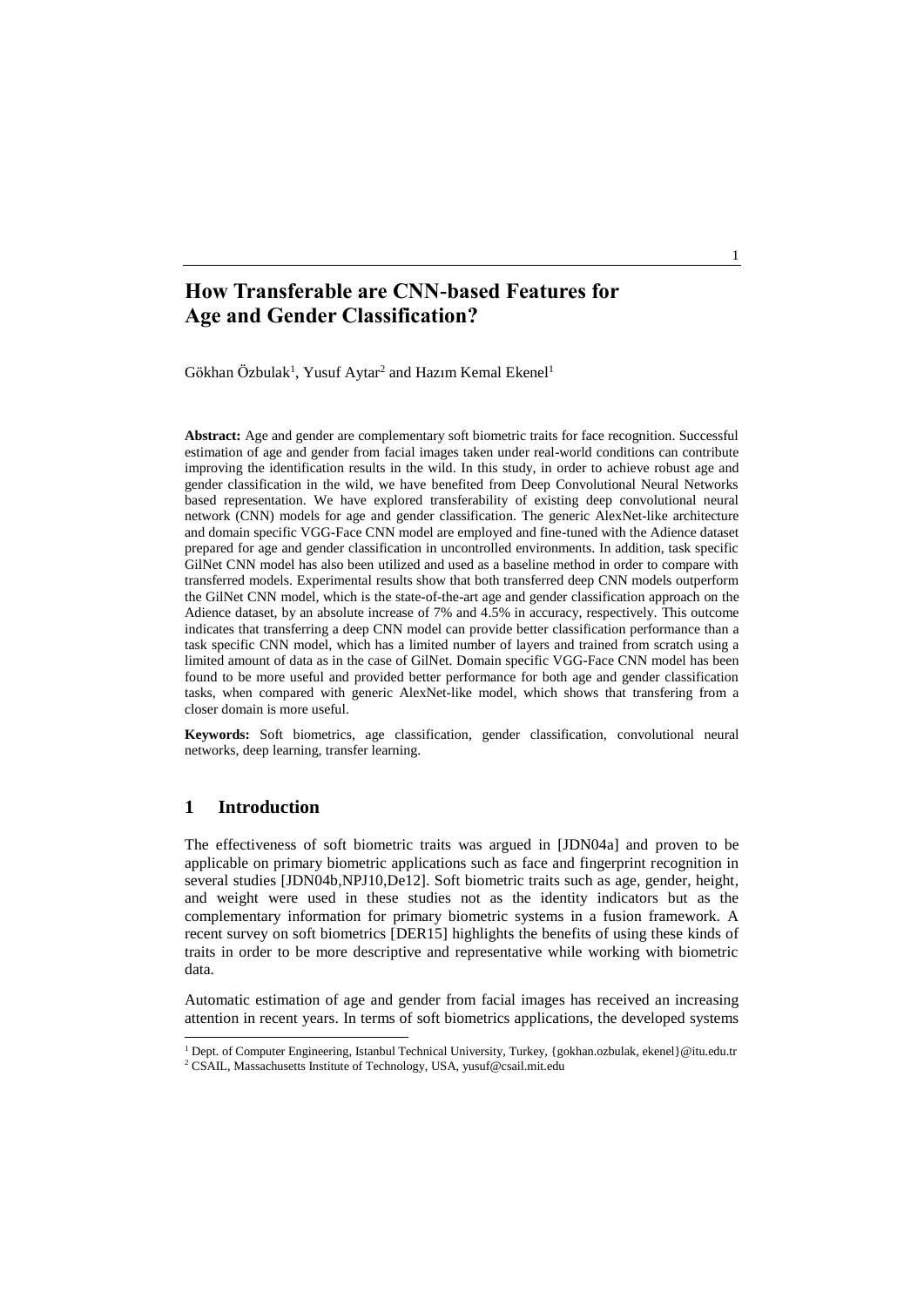# How Transferable are CNN-based Features for Age and Gender Classification?

Gökhan Özbulak[1], Yusuf Aytar[2] and Hazım Kemal Ekenel[1]

**Abstract:** Age and gender are complementary soft biometric traits for face recognition. Successful estimation of age and gender from facial images taken under real-world conditions can contribute improving the identification results in the wild. In this study, in order to achieve robust age and gender classification in the wild, we have benefited from Deep Convolutional Neural Networks based representation. We have explored transferability of existing deep convolutional neural network (CNN) models for age and gender classification. The generic AlexNet-like architecture and domain specific VGG-Face CNN model are employed and fine-tuned with the Adience dataset prepared for age and gender classification in uncontrolled environments. In addition, task specific GilNet CNN model has also been utilized and used as a baseline method in order to compare with transferred models. Experimental results show that both transferred deep CNN models outperform the GilNet CNN model, which is the state-of-the-art age and gender classification approach on the Adience dataset, by an absolute increase of 7% and 4.5% in accuracy, respectively. This outcome indicates that transferring a deep CNN model can provide better classification performance than a task specific CNN model, which has a limited number of layers and trained from scratch using a limited amount of data as in the case of GilNet. Domain specific VGG-Face CNN model has been found to be more useful and provided better performance for both age and gender classification tasks, when compared with generic AlexNet-like model, which shows that transfering from a closer domain is more useful.

**Keywords:** Soft biometrics, age classification, gender classification, convolutional neural networks, deep learning, transfer learning.

## 1 Introduction

The effectiveness of soft biometric traits was argued in [JDN04a] and proven to be applicable on primary biometric applications such as face and fingerprint recognition in several studies [JDN04b,NPJ10,De12]. Soft biometric traits such as age, gender, height, and weight were used in these studies not as the identity indicators but as the complementary information for primary biometric systems in a fusion framework. A recent survey on soft biometrics [DER15] highlights the benefits of using these kinds of traits in order to be more descriptive and representative while working with biometric data.

Automatic estimation of age and gender from facial images has received an increasing attention in recent years. In terms of soft biometrics applications, the developed systems

[1] Dept. of Computer Engineering, Istanbul Technical University, Turkey, {gokhan.ozbulak, ekenel}@itu.edu.tr

[2] CSAIL, Massachusetts Institute of Technology, USA, yusuf@csail.mit.edu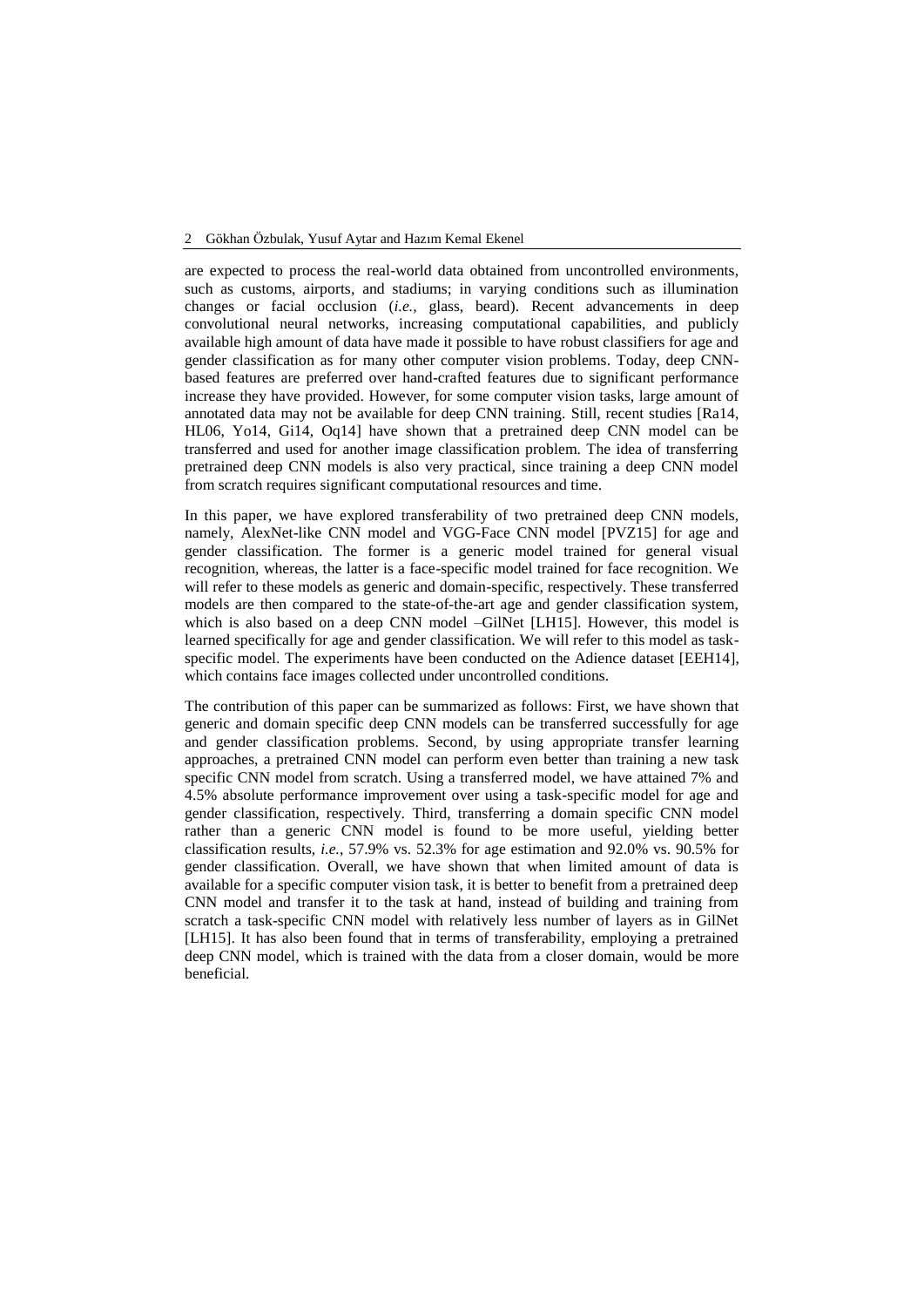are expected to process the real-world data obtained from uncontrolled environments, such as customs, airports, and stadiums; in varying conditions such as illumination changes or facial occlusion (*i.e.*, glass, beard). Recent advancements in deep convolutional neural networks, increasing computational capabilities, and publicly available high amount of data have made it possible to have robust classifiers for age and gender classification as for many other computer vision problems. Today, deep CNN-based features are preferred over hand-crafted features due to significant performance increase they have provided. However, for some computer vision tasks, large amount of annotated data may not be available for deep CNN training. Still, recent studies [Ra14, HL06, Yo14, Gi14, Oq14] have shown that a pretrained deep CNN model can be transferred and used for another image classification problem. The idea of transferring pretrained deep CNN models is also very practical, since training a deep CNN model from scratch requires significant computational resources and time.

In this paper, we have explored transferability of two pretrained deep CNN models, namely, AlexNet-like CNN model and VGG-Face CNN model [PVZ15] for age and gender classification. The former is a generic model trained for general visual recognition, whereas, the latter is a face-specific model trained for face recognition. We will refer to these models as generic and domain-specific, respectively. These transferred models are then compared to the state-of-the-art age and gender classification system, which is also based on a deep CNN model –GilNet [LH15]. However, this model is learned specifically for age and gender classification. We will refer to this model as task-specific model. The experiments have been conducted on the Adience dataset [EEH14], which contains face images collected under uncontrolled conditions.

The contribution of this paper can be summarized as follows: First, we have shown that generic and domain specific deep CNN models can be transferred successfully for age and gender classification problems. Second, by using appropriate transfer learning approaches, a pretrained CNN model can perform even better than training a new task specific CNN model from scratch. Using a transferred model, we have attained 7% and 4.5% absolute performance improvement over using a task-specific model for age and gender classification, respectively. Third, transferring a domain specific CNN model rather than a generic CNN model is found to be more useful, yielding better classification results, *i.e.*, 57.9% vs. 52.3% for age estimation and 92.0% vs. 90.5% for gender classification. Overall, we have shown that when limited amount of data is available for a specific computer vision task, it is better to benefit from a pretrained deep CNN model and transfer it to the task at hand, instead of building and training from scratch a task-specific CNN model with relatively less number of layers as in GilNet [LH15]. It has also been found that in terms of transferability, employing a pretrained deep CNN model, which is trained with the data from a closer domain, would be more beneficial.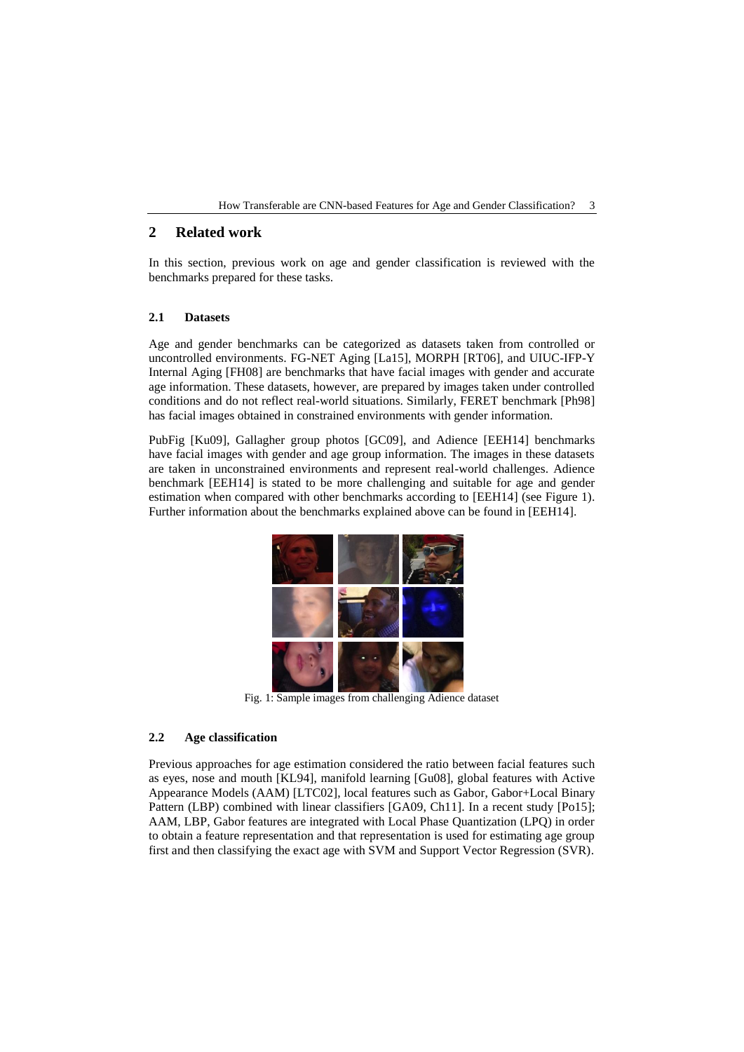## 2 Related work

In this section, previous work on age and gender classification is reviewed with the benchmarks prepared for these tasks.

### 2.1 Datasets

Age and gender benchmarks can be categorized as datasets taken from controlled or uncontrolled environments. FG-NET Aging [La15], MORPH [RT06], and UIUC-IFP-Y Internal Aging [FH08] are benchmarks that have facial images with gender and accurate age information. These datasets, however, are prepared by images taken under controlled conditions and do not reflect real-world situations. Similarly, FERET benchmark [Ph98] has facial images obtained in constrained environments with gender information.

PubFig [Ku09], Gallagher group photos [GC09], and Adience [EEH14] benchmarks have facial images with gender and age group information. The images in these datasets are taken in unconstrained environments and represent real-world challenges. Adience benchmark [EEH14] is stated to be more challenging and suitable for age and gender estimation when compared with other benchmarks according to [EEH14] (see Figure 1). Further information about the benchmarks explained above can be found in [EEH14].

Fig. 1: Sample images from challenging Adience dataset

### 2.2 Age classification

Previous approaches for age estimation considered the ratio between facial features such as eyes, nose and mouth [KL94], manifold learning [Gu08], global features with Active Appearance Models (AAM) [LTC02], local features such as Gabor, Gabor+Local Binary Pattern (LBP) combined with linear classifiers [GA09, Ch11]. In a recent study [Po15]; AAM, LBP, Gabor features are integrated with Local Phase Quantization (LPQ) in order to obtain a feature representation and that representation is used for estimating age group first and then classifying the exact age with SVM and Support Vector Regression (SVR).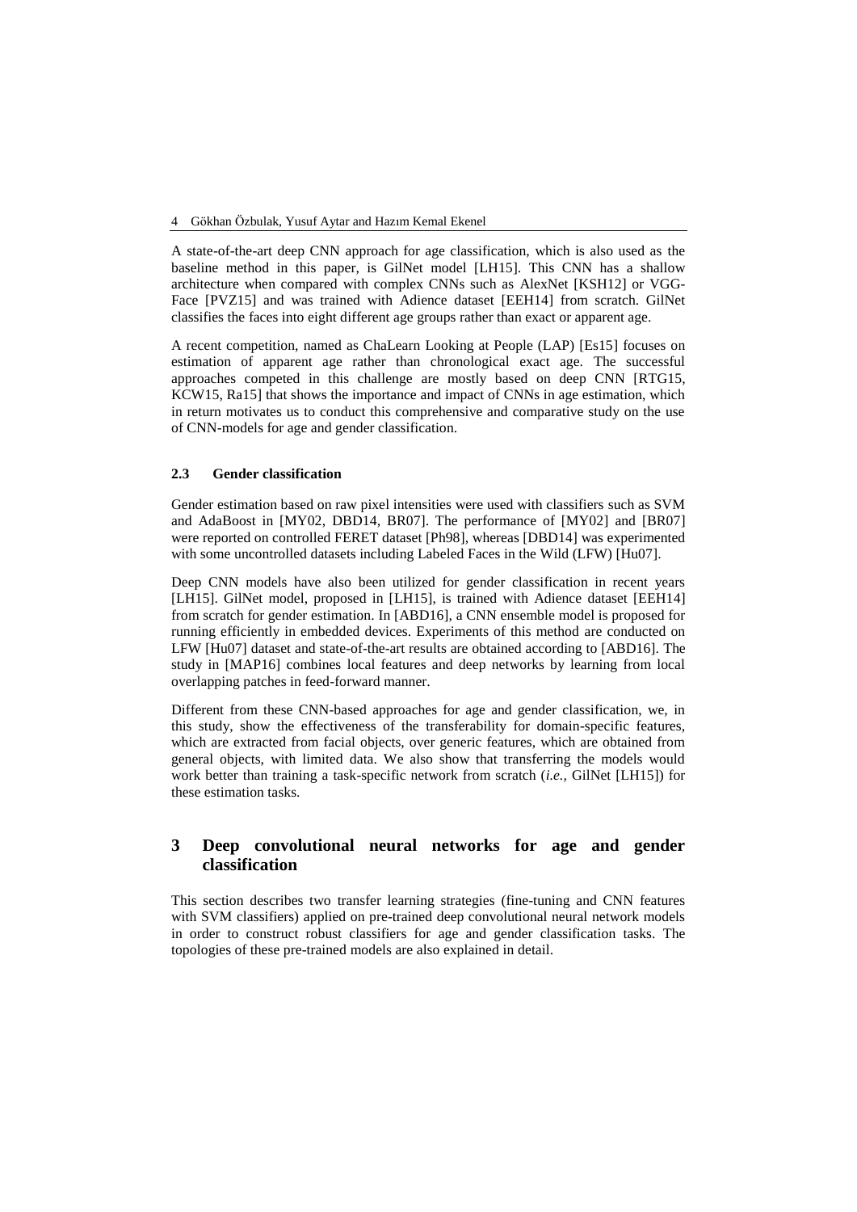A state-of-the-art deep CNN approach for age classification, which is also used as the baseline method in this paper, is GilNet model [LH15]. This CNN has a shallow architecture when compared with complex CNNs such as AlexNet [KSH12] or VGG-Face [PVZ15] and was trained with Adience dataset [EEH14] from scratch. GilNet classifies the faces into eight different age groups rather than exact or apparent age.

A recent competition, named as ChaLearn Looking at People (LAP) [Es15] focuses on estimation of apparent age rather than chronological exact age. The successful approaches competed in this challenge are mostly based on deep CNN [RTG15, KCW15, Ra15] that shows the importance and impact of CNNs in age estimation, which in return motivates us to conduct this comprehensive and comparative study on the use of CNN-models for age and gender classification.

### 2.3 Gender classification

Gender estimation based on raw pixel intensities were used with classifiers such as SVM and AdaBoost in [MY02, DBD14, BR07]. The performance of [MY02] and [BR07] were reported on controlled FERET dataset [Ph98], whereas [DBD14] was experimented with some uncontrolled datasets including Labeled Faces in the Wild (LFW) [Hu07].

Deep CNN models have also been utilized for gender classification in recent years [LH15]. GilNet model, proposed in [LH15], is trained with Adience dataset [EEH14] from scratch for gender estimation. In [ABD16], a CNN ensemble model is proposed for running efficiently in embedded devices. Experiments of this method are conducted on LFW [Hu07] dataset and state-of-the-art results are obtained according to [ABD16]. The study in [MAP16] combines local features and deep networks by learning from local overlapping patches in feed-forward manner.

Different from these CNN-based approaches for age and gender classification, we, in this study, show the effectiveness of the transferability for domain-specific features, which are extracted from facial objects, over generic features, which are obtained from general objects, with limited data. We also show that transferring the models would work better than training a task-specific network from scratch (*i.e.,* GilNet [LH15]) for these estimation tasks.

## 3 Deep convolutional neural networks for age and gender classification

This section describes two transfer learning strategies (fine-tuning and CNN features with SVM classifiers) applied on pre-trained deep convolutional neural network models in order to construct robust classifiers for age and gender classification tasks. The topologies of these pre-trained models are also explained in detail.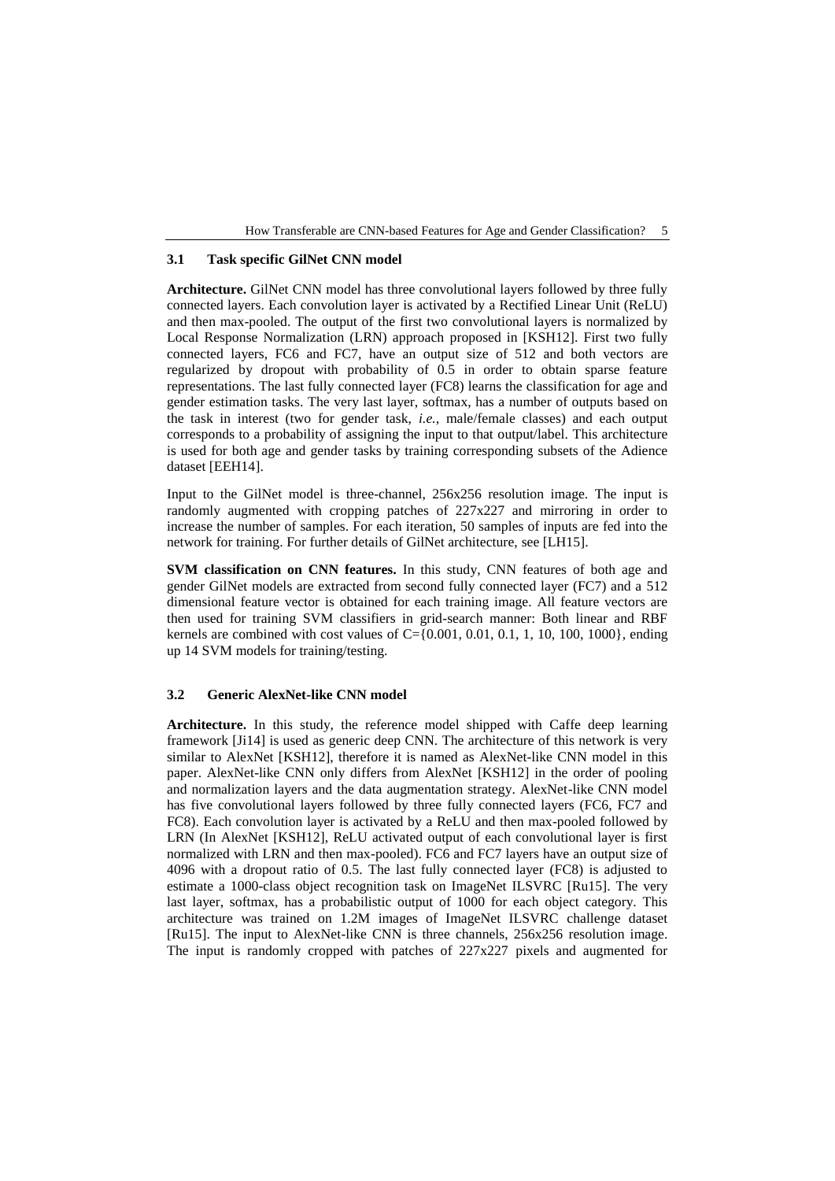### 3.1 Task specific GilNet CNN model

**Architecture.** GilNet CNN model has three convolutional layers followed by three fully connected layers. Each convolution layer is activated by a Rectified Linear Unit (ReLU) and then max-pooled. The output of the first two convolutional layers is normalized by Local Response Normalization (LRN) approach proposed in [KSH12]. First two fully connected layers, FC6 and FC7, have an output size of 512 and both vectors are regularized by dropout with probability of 0.5 in order to obtain sparse feature representations. The last fully connected layer (FC8) learns the classification for age and gender estimation tasks. The very last layer, softmax, has a number of outputs based on the task in interest (two for gender task, *i.e.,* male/female classes) and each output corresponds to a probability of assigning the input to that output/label. This architecture is used for both age and gender tasks by training corresponding subsets of the Adience dataset [EEH14].

Input to the GilNet model is three-channel, 256x256 resolution image. The input is randomly augmented with cropping patches of 227x227 and mirroring in order to increase the number of samples. For each iteration, 50 samples of inputs are fed into the network for training. For further details of GilNet architecture, see [LH15].

**SVM classification on CNN features.** In this study, CNN features of both age and gender GilNet models are extracted from second fully connected layer (FC7) and a 512 dimensional feature vector is obtained for each training image. All feature vectors are then used for training SVM classifiers in grid-search manner: Both linear and RBF kernels are combined with cost values of C={0.001, 0.01, 0.1, 1, 10, 100, 1000}, ending up 14 SVM models for training/testing.

### 3.2 Generic AlexNet-like CNN model

**Architecture.** In this study, the reference model shipped with Caffe deep learning framework [Ji14] is used as generic deep CNN. The architecture of this network is very similar to AlexNet [KSH12], therefore it is named as AlexNet-like CNN model in this paper. AlexNet-like CNN only differs from AlexNet [KSH12] in the order of pooling and normalization layers and the data augmentation strategy. AlexNet-like CNN model has five convolutional layers followed by three fully connected layers (FC6, FC7 and FC8). Each convolution layer is activated by a ReLU and then max-pooled followed by LRN (In AlexNet [KSH12], ReLU activated output of each convolutional layer is first normalized with LRN and then max-pooled). FC6 and FC7 layers have an output size of 4096 with a dropout ratio of 0.5. The last fully connected layer (FC8) is adjusted to estimate a 1000-class object recognition task on ImageNet ILSVRC [Ru15]. The very last layer, softmax, has a probabilistic output of 1000 for each object category. This architecture was trained on 1.2M images of ImageNet ILSVRC challenge dataset [Ru15]. The input to AlexNet-like CNN is three channels, 256x256 resolution image. The input is randomly cropped with patches of 227x227 pixels and augmented for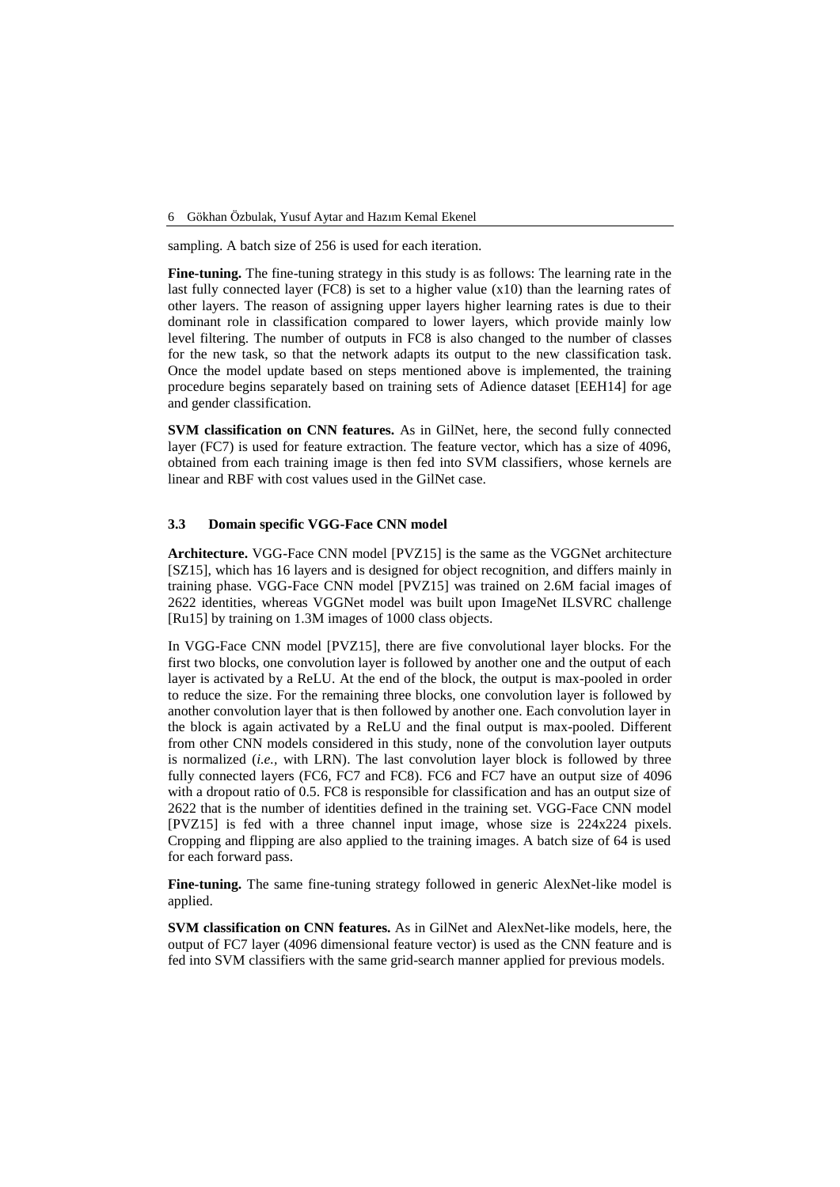sampling. A batch size of 256 is used for each iteration.

**Fine-tuning.** The fine-tuning strategy in this study is as follows: The learning rate in the last fully connected layer (FC8) is set to a higher value (x10) than the learning rates of other layers. The reason of assigning upper layers higher learning rates is due to their dominant role in classification compared to lower layers, which provide mainly low level filtering. The number of outputs in FC8 is also changed to the number of classes for the new task, so that the network adapts its output to the new classification task. Once the model update based on steps mentioned above is implemented, the training procedure begins separately based on training sets of Adience dataset [EEH14] for age and gender classification.

**SVM classification on CNN features.** As in GilNet, here, the second fully connected layer (FC7) is used for feature extraction. The feature vector, which has a size of 4096, obtained from each training image is then fed into SVM classifiers, whose kernels are linear and RBF with cost values used in the GilNet case.

### 3.3 Domain specific VGG-Face CNN model

**Architecture.** VGG-Face CNN model [PVZ15] is the same as the VGGNet architecture [SZ15], which has 16 layers and is designed for object recognition, and differs mainly in training phase. VGG-Face CNN model [PVZ15] was trained on 2.6M facial images of 2622 identities, whereas VGGNet model was built upon ImageNet ILSVRC challenge [Ru15] by training on 1.3M images of 1000 class objects.

In VGG-Face CNN model [PVZ15], there are five convolutional layer blocks. For the first two blocks, one convolution layer is followed by another one and the output of each layer is activated by a ReLU. At the end of the block, the output is max-pooled in order to reduce the size. For the remaining three blocks, one convolution layer is followed by another convolution layer that is then followed by another one. Each convolution layer in the block is again activated by a ReLU and the final output is max-pooled. Different from other CNN models considered in this study, none of the convolution layer outputs is normalized (*i.e.,* with LRN). The last convolution layer block is followed by three fully connected layers (FC6, FC7 and FC8). FC6 and FC7 have an output size of 4096 with a dropout ratio of 0.5. FC8 is responsible for classification and has an output size of 2622 that is the number of identities defined in the training set. VGG-Face CNN model [PVZ15] is fed with a three channel input image, whose size is 224x224 pixels. Cropping and flipping are also applied to the training images. A batch size of 64 is used for each forward pass.

**Fine-tuning.** The same fine-tuning strategy followed in generic AlexNet-like model is applied.

**SVM classification on CNN features.** As in GilNet and AlexNet-like models, here, the output of FC7 layer (4096 dimensional feature vector) is used as the CNN feature and is fed into SVM classifiers with the same grid-search manner applied for previous models.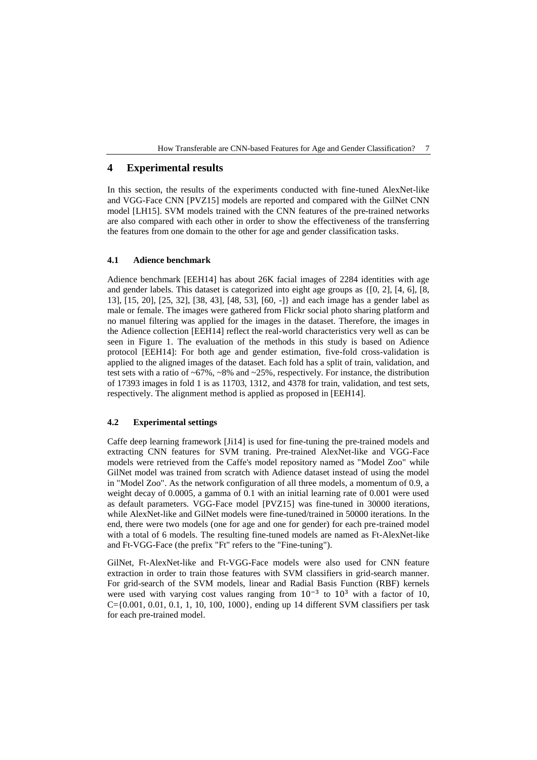## 4 Experimental results

In this section, the results of the experiments conducted with fine-tuned AlexNet-like and VGG-Face CNN [PVZ15] models are reported and compared with the GilNet CNN model [LH15]. SVM models trained with the CNN features of the pre-trained networks are also compared with each other in order to show the effectiveness of the transferring the features from one domain to the other for age and gender classification tasks.

### 4.1 Adience benchmark

Adience benchmark [EEH14] has about 26K facial images of 2284 identities with age and gender labels. This dataset is categorized into eight age groups as {[0, 2], [4, 6], [8, 13], [15, 20], [25, 32], [38, 43], [48, 53], [60, -]} and each image has a gender label as male or female. The images were gathered from Flickr social photo sharing platform and no manuel filtering was applied for the images in the dataset. Therefore, the images in the Adience collection [EEH14] reflect the real-world characteristics very well as can be seen in Figure 1. The evaluation of the methods in this study is based on Adience protocol [EEH14]: For both age and gender estimation, five-fold cross-validation is applied to the aligned images of the dataset. Each fold has a split of train, validation, and test sets with a ratio of ~67%, ~8% and ~25%, respectively. For instance, the distribution of 17393 images in fold 1 is as 11703, 1312, and 4378 for train, validation, and test sets, respectively. The alignment method is applied as proposed in [EEH14].

### 4.2 Experimental settings

Caffe deep learning framework [Ji14] is used for fine-tuning the pre-trained models and extracting CNN features for SVM traning. Pre-trained AlexNet-like and VGG-Face models were retrieved from the Caffe's model repository named as "Model Zoo" while GilNet model was trained from scratch with Adience dataset instead of using the model in "Model Zoo". As the network configuration of all three models, a momentum of 0.9, a weight decay of 0.0005, a gamma of 0.1 with an initial learning rate of 0.001 were used as default parameters. VGG-Face model [PVZ15] was fine-tuned in 30000 iterations, while AlexNet-like and GilNet models were fine-tuned/trained in 50000 iterations. In the end, there were two models (one for age and one for gender) for each pre-trained model with a total of 6 models. The resulting fine-tuned models are named as Ft-AlexNet-like and Ft-VGG-Face (the prefix "Ft" refers to the "Fine-tuning").

GilNet, Ft-AlexNet-like and Ft-VGG-Face models were also used for CNN feature extraction in order to train those features with SVM classifiers in grid-search manner. For grid-search of the SVM models, linear and Radial Basis Function (RBF) kernels were used with varying cost values ranging from $10^{-3}$ to $10^{3}$ with a factor of 10, C={0.001, 0.01, 0.1, 1, 10, 100, 1000}, ending up 14 different SVM classifiers per task for each pre-trained model.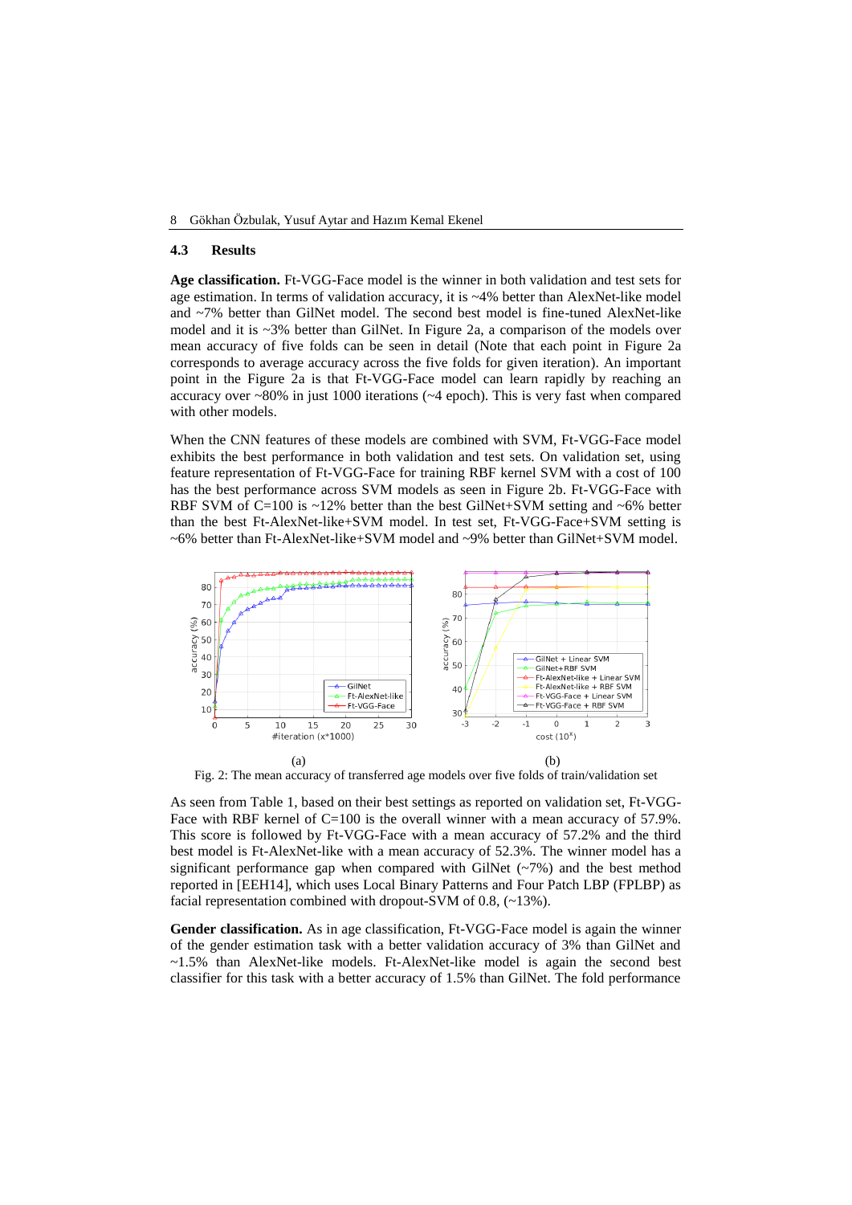### 4.3 Results

**Age classification.** Ft-VGG-Face model is the winner in both validation and test sets for age estimation. In terms of validation accuracy, it is ~4% better than AlexNet-like model and ~7% better than GilNet model. The second best model is fine-tuned AlexNet-like model and it is ~3% better than GilNet. In Figure 2a, a comparison of the models over mean accuracy of five folds can be seen in detail (Note that each point in Figure 2a corresponds to average accuracy across the five folds for given iteration). An important point in the Figure 2a is that Ft-VGG-Face model can learn rapidly by reaching an accuracy over ~80% in just 1000 iterations (~4 epoch). This is very fast when compared with other models.

When the CNN features of these models are combined with SVM, Ft-VGG-Face model exhibits the best performance in both validation and test sets. On validation set, using feature representation of Ft-VGG-Face for training RBF kernel SVM with a cost of 100 has the best performance across SVM models as seen in Figure 2b. Ft-VGG-Face with RBF SVM of C=100 is ~12% better than the best GilNet+SVM setting and ~6% better than the best Ft-AlexNet-like+SVM model. In test set, Ft-VGG-Face+SVM setting is ~6% better than Ft-AlexNet-like+SVM model and ~9% better than GilNet+SVM model.

(a) (b)

Fig. 2: The mean accuracy of transferred age models over five folds of train/validation set

As seen from Table 1, based on their best settings as reported on validation set, Ft-VGG-Face with RBF kernel of C=100 is the overall winner with a mean accuracy of 57.9%. This score is followed by Ft-VGG-Face with a mean accuracy of 57.2% and the third best model is Ft-AlexNet-like with a mean accuracy of 52.3%. The winner model has a significant performance gap when compared with GilNet (~7%) and the best method reported in [EEH14], which uses Local Binary Patterns and Four Patch LBP (FPLBP) as facial representation combined with dropout-SVM of 0.8, (~13%).

**Gender classification.** As in age classification, Ft-VGG-Face model is again the winner of the gender estimation task with a better validation accuracy of 3% than GilNet and ~1.5% than AlexNet-like models. Ft-AlexNet-like model is again the second best classifier for this task with a better accuracy of 1.5% than GilNet. The fold performance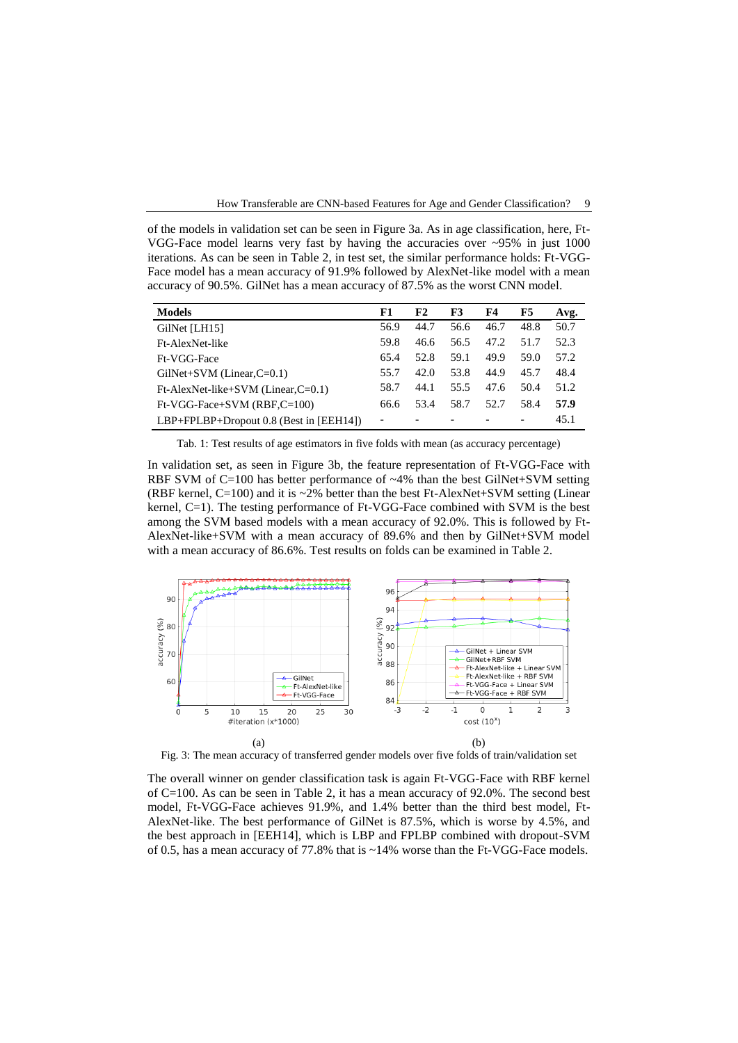of the models in validation set can be seen in Figure 3a. As in age classification, here, Ft-VGG-Face model learns very fast by having the accuracies over ~95% in just 1000 iterations. As can be seen in Table 2, in test set, the similar performance holds: Ft-VGG-Face model has a mean accuracy of 91.9% followed by AlexNet-like model with a mean accuracy of 90.5%. GilNet has a mean accuracy of 87.5% as the worst CNN model.

| Models | F1 | F2 | F3 | F4 | F5 | Avg. |
|---|---|---|---|---|---|---|
| GilNet [LH15] | 56.9 | 44.7 | 56.6 | 46.7 | 48.8 | 50.7 |
| Ft-AlexNet-like | 59.8 | 46.6 | 56.5 | 47.2 | 51.7 | 52.3 |
| Ft-VGG-Face | 65.4 | 52.8 | 59.1 | 49.9 | 59.0 | 57.2 |
| GilNet+SVM (Linear,C=0.1) | 55.7 | 42.0 | 53.8 | 44.9 | 45.7 | 48.4 |
| Ft-AlexNet-like+SVM (Linear,C=0.1) | 58.7 | 44.1 | 55.5 | 47.6 | 50.4 | 51.2 |
| Ft-VGG-Face+SVM (RBF,C=100) | 66.6 | 53.4 | 58.7 | 52.7 | 58.4 | **57.9** |
| LBP+FPLBP+Dropout 0.8 (Best in [EEH14]) | - | - | - | - | - | 45.1 |

Tab. 1: Test results of age estimators in five folds with mean (as accuracy percentage)

In validation set, as seen in Figure 3b, the feature representation of Ft-VGG-Face with RBF SVM of C=100 has better performance of ~4% than the best GilNet+SVM setting (RBF kernel, C=100) and it is ~2% better than the best Ft-AlexNet+SVM setting (Linear kernel, C=1). The testing performance of Ft-VGG-Face combined with SVM is the best among the SVM based models with a mean accuracy of 92.0%. This is followed by Ft-AlexNet-like+SVM with a mean accuracy of 89.6% and then by GilNet+SVM model with a mean accuracy of 86.6%. Test results on folds can be examined in Table 2.

Fig. 3: The mean accuracy of transferred gender models over five folds of train/validation set

The overall winner on gender classification task is again Ft-VGG-Face with RBF kernel of C=100. As can be seen in Table 2, it has a mean accuracy of 92.0%. The second best model, Ft-VGG-Face achieves 91.9%, and 1.4% better than the third best model, Ft-AlexNet-like. The best performance of GilNet is 87.5%, which is worse by 4.5%, and the best approach in [EEH14], which is LBP and FPLBP combined with dropout-SVM of 0.5, has a mean accuracy of 77.8% that is ~14% worse than the Ft-VGG-Face models.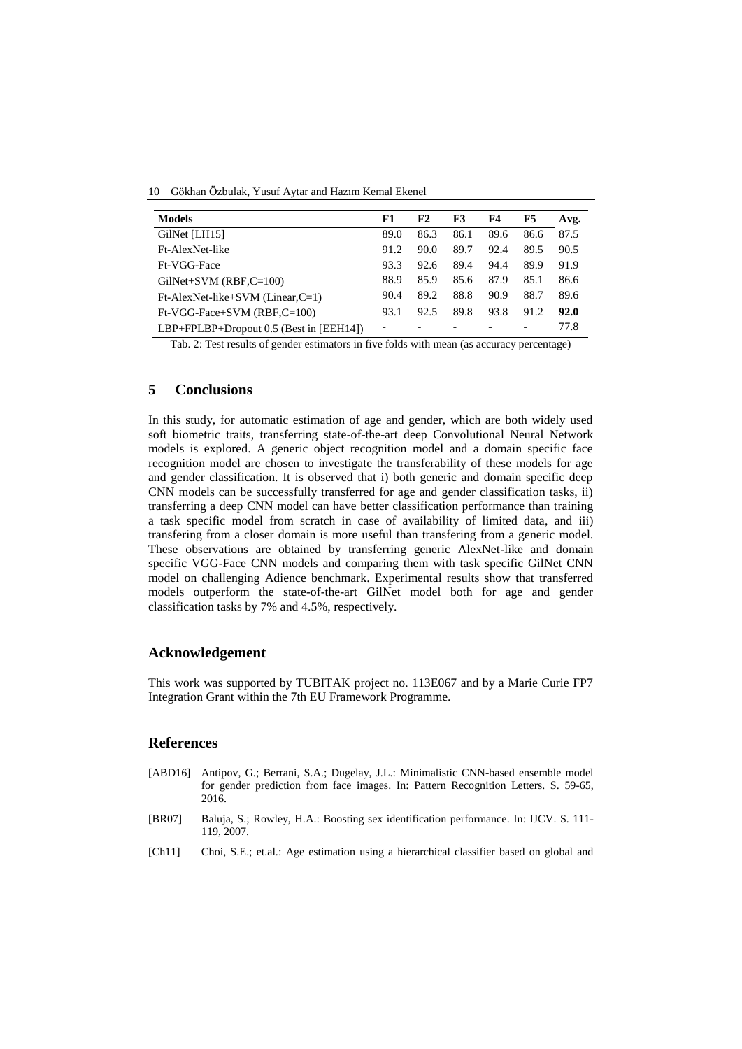| **Models** | **F1** | **F2** | **F3** | **F4** | **F5** | **Avg.** |
|---|---|---|---|---|---|---|
| GilNet [LH15] | 89.0 | 86.3 | 86.1 | 89.6 | 86.6 | 87.5 |
| Ft-AlexNet-like | 91.2 | 90.0 | 89.7 | 92.4 | 89.5 | 90.5 |
| Ft-VGG-Face | 93.3 | 92.6 | 89.4 | 94.4 | 89.9 | 91.9 |
| GilNet+SVM (RBF,C=100) | 88.9 | 85.9 | 85.6 | 87.9 | 85.1 | 86.6 |
| Ft-AlexNet-like+SVM (Linear,C=1) | 90.4 | 89.2 | 88.8 | 90.9 | 88.7 | 89.6 |
| Ft-VGG-Face+SVM (RBF,C=100) | 93.1 | 92.5 | 89.8 | 93.8 | 91.2 | **92.0** |
| LBP+FPLBP+Dropout 0.5 (Best in [EEH14]) | - | - | - | - | - | 77.8 |

Tab. 2: Test results of gender estimators in five folds with mean (as accuracy percentage)

## 5 Conclusions

In this study, for automatic estimation of age and gender, which are both widely used soft biometric traits, transferring state-of-the-art deep Convolutional Neural Network models is explored. A generic object recognition model and a domain specific face recognition model are chosen to investigate the transferability of these models for age and gender classification. It is observed that i) both generic and domain specific deep CNN models can be successfully transferred for age and gender classification tasks, ii) transferring a deep CNN model can have better classification performance than training a task specific model from scratch in case of availability of limited data, and iii) transfering from a closer domain is more useful than transfering from a generic model. These observations are obtained by transferring generic AlexNet-like and domain specific VGG-Face CNN models and comparing them with task specific GilNet CNN model on challenging Adience benchmark. Experimental results show that transferred models outperform the state-of-the-art GilNet model both for age and gender classification tasks by 7% and 4.5%, respectively.

## Acknowledgement

This work was supported by TUBITAK project no. 113E067 and by a Marie Curie FP7 Integration Grant within the 7th EU Framework Programme.

## References

[ABD16] Antipov, G.; Berrani, S.A.; Dugelay, J.L.: Minimalistic CNN-based ensemble model for gender prediction from face images. In: Pattern Recognition Letters. S. 59-65, 2016.

[BR07] Baluja, S.; Rowley, H.A.: Boosting sex identification performance. In: IJCV. S. 111-119, 2007.

[Ch11] Choi, S.E.; et.al.: Age estimation using a hierarchical classifier based on global and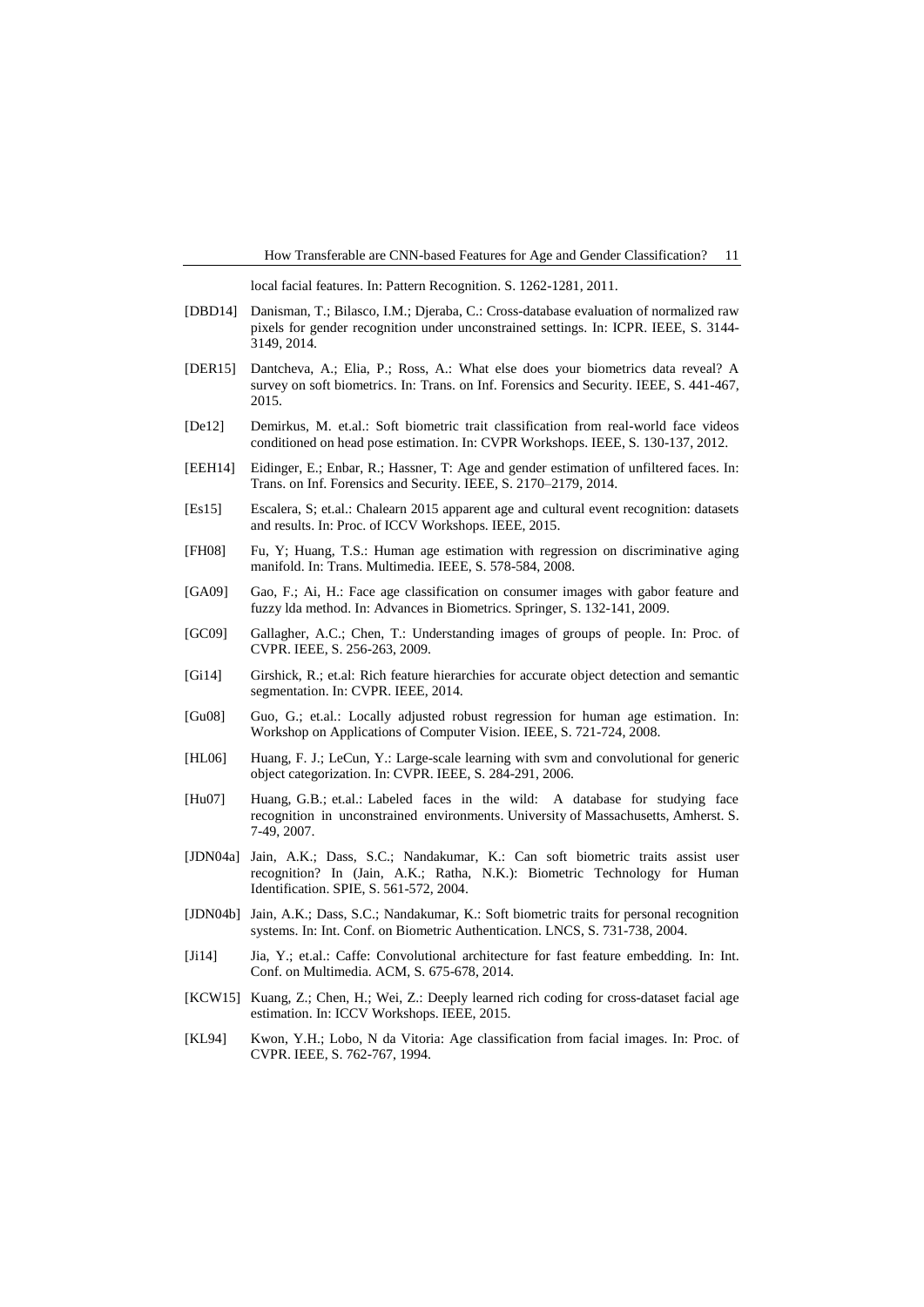local facial features. In: Pattern Recognition. S. 1262-1281, 2011.

[DBD14] Danisman, T.; Bilasco, I.M.; Djeraba, C.: Cross-database evaluation of normalized raw pixels for gender recognition under unconstrained settings. In: ICPR. IEEE, S. 3144-3149, 2014.

[DER15] Dantcheva, A.; Elia, P.; Ross, A.: What else does your biometrics data reveal? A survey on soft biometrics. In: Trans. on Inf. Forensics and Security. IEEE, S. 441-467, 2015.

[De12] Demirkus, M. et.al.: Soft biometric trait classification from real-world face videos conditioned on head pose estimation. In: CVPR Workshops. IEEE, S. 130-137, 2012.

[EEH14] Eidinger, E.; Enbar, R.; Hassner, T: Age and gender estimation of unfiltered faces. In: Trans. on Inf. Forensics and Security. IEEE, S. 2170–2179, 2014.

[Es15] Escalera, S; et.al.: Chalearn 2015 apparent age and cultural event recognition: datasets and results. In: Proc. of ICCV Workshops. IEEE, 2015.

[FH08] Fu, Y; Huang, T.S.: Human age estimation with regression on discriminative aging manifold. In: Trans. Multimedia. IEEE, S. 578-584, 2008.

[GA09] Gao, F.; Ai, H.: Face age classification on consumer images with gabor feature and fuzzy lda method. In: Advances in Biometrics. Springer, S. 132-141, 2009.

[GC09] Gallagher, A.C.; Chen, T.: Understanding images of groups of people. In: Proc. of CVPR. IEEE, S. 256-263, 2009.

[Gi14] Girshick, R.; et.al: Rich feature hierarchies for accurate object detection and semantic segmentation. In: CVPR. IEEE, 2014.

[Gu08] Guo, G.; et.al.: Locally adjusted robust regression for human age estimation. In: Workshop on Applications of Computer Vision. IEEE, S. 721-724, 2008.

[HL06] Huang, F. J.; LeCun, Y.: Large-scale learning with svm and convolutional for generic object categorization. In: CVPR. IEEE, S. 284-291, 2006.

[Hu07] Huang, G.B.; et.al.: Labeled faces in the wild: A database for studying face recognition in unconstrained environments. University of Massachusetts, Amherst. S. 7-49, 2007.

[JDN04a] Jain, A.K.; Dass, S.C.; Nandakumar, K.: Can soft biometric traits assist user recognition? In (Jain, A.K.; Ratha, N.K.): Biometric Technology for Human Identification. SPIE, S. 561-572, 2004.

[JDN04b] Jain, A.K.; Dass, S.C.; Nandakumar, K.: Soft biometric traits for personal recognition systems. In: Int. Conf. on Biometric Authentication. LNCS, S. 731-738, 2004.

[Ji14] Jia, Y.; et.al.: Caffe: Convolutional architecture for fast feature embedding. In: Int. Conf. on Multimedia. ACM, S. 675-678, 2014.

[KCW15] Kuang, Z.; Chen, H.; Wei, Z.: Deeply learned rich coding for cross-dataset facial age estimation. In: ICCV Workshops. IEEE, 2015.

[KL94] Kwon, Y.H.; Lobo, N da Vitoria: Age classification from facial images. In: Proc. of CVPR. IEEE, S. 762-767, 1994.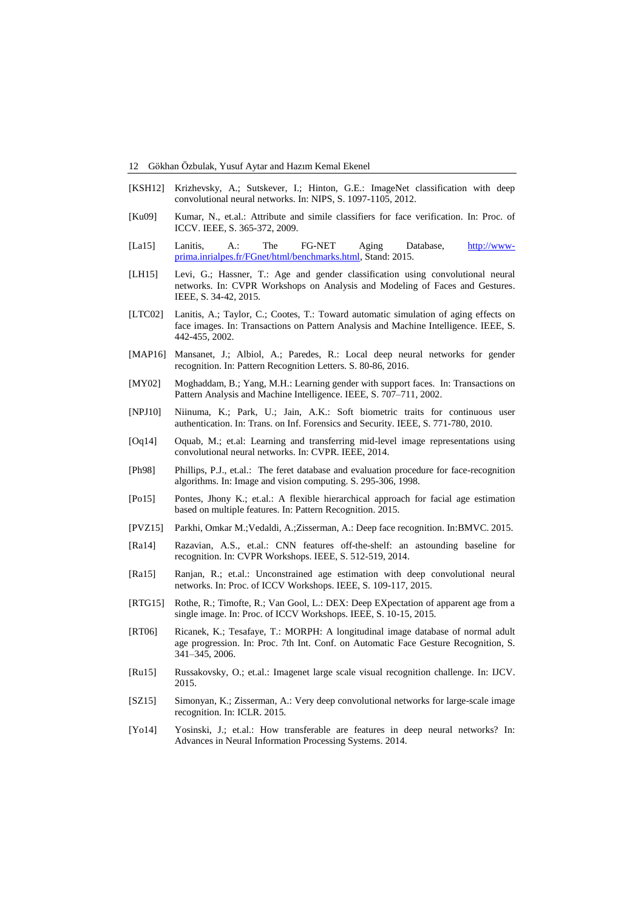[KSH12] Krizhevsky, A.; Sutskever, I.; Hinton, G.E.: ImageNet classification with deep convolutional neural networks. In: NIPS, S. 1097-1105, 2012.

[Ku09] Kumar, N., et.al.: Attribute and simile classifiers for face verification. In: Proc. of ICCV. IEEE, S. 365-372, 2009.

[La15] Lanitis, A.: The FG-NET Aging Database, http://www-prima.inrialpes.fr/FGnet/html/benchmarks.html, Stand: 2015.

[LH15] Levi, G.; Hassner, T.: Age and gender classification using convolutional neural networks. In: CVPR Workshops on Analysis and Modeling of Faces and Gestures. IEEE, S. 34-42, 2015.

[LTC02] Lanitis, A.; Taylor, C.; Cootes, T.: Toward automatic simulation of aging effects on face images. In: Transactions on Pattern Analysis and Machine Intelligence. IEEE, S. 442-455, 2002.

[MAP16] Mansanet, J.; Albiol, A.; Paredes, R.: Local deep neural networks for gender recognition. In: Pattern Recognition Letters. S. 80-86, 2016.

[MY02] Moghaddam, B.; Yang, M.H.: Learning gender with support faces. In: Transactions on Pattern Analysis and Machine Intelligence. IEEE, S. 707–711, 2002.

[NPJ10] Niinuma, K.; Park, U.; Jain, A.K.: Soft biometric traits for continuous user authentication. In: Trans. on Inf. Forensics and Security. IEEE, S. 771-780, 2010.

[Oq14] Oquab, M.; et.al: Learning and transferring mid-level image representations using convolutional neural networks. In: CVPR. IEEE, 2014.

[Ph98] Phillips, P.J., et.al.: The feret database and evaluation procedure for face-recognition algorithms. In: Image and vision computing. S. 295-306, 1998.

[Po15] Pontes, Jhony K.; et.al.: A flexible hierarchical approach for facial age estimation based on multiple features. In: Pattern Recognition. 2015.

[PVZ15] Parkhi, Omkar M.;Vedaldi, A.;Zisserman, A.: Deep face recognition. In:BMVC. 2015.

[Ra14] Razavian, A.S., et.al.: CNN features off-the-shelf: an astounding baseline for recognition. In: CVPR Workshops. IEEE, S. 512-519, 2014.

[Ra15] Ranjan, R.; et.al.: Unconstrained age estimation with deep convolutional neural networks. In: Proc. of ICCV Workshops. IEEE, S. 109-117, 2015.

[RTG15] Rothe, R.; Timofte, R.; Van Gool, L.: DEX: Deep EXpectation of apparent age from a single image. In: Proc. of ICCV Workshops. IEEE, S. 10-15, 2015.

[RT06] Ricanek, K.; Tesafaye, T.: MORPH: A longitudinal image database of normal adult age progression. In: Proc. 7th Int. Conf. on Automatic Face Gesture Recognition, S. 341–345, 2006.

[Ru15] Russakovsky, O.; et.al.: Imagenet large scale visual recognition challenge. In: IJCV. 2015.

[SZ15] Simonyan, K.; Zisserman, A.: Very deep convolutional networks for large-scale image recognition. In: ICLR. 2015.

[Yo14] Yosinski, J.; et.al.: How transferable are features in deep neural networks? In: Advances in Neural Information Processing Systems. 2014.